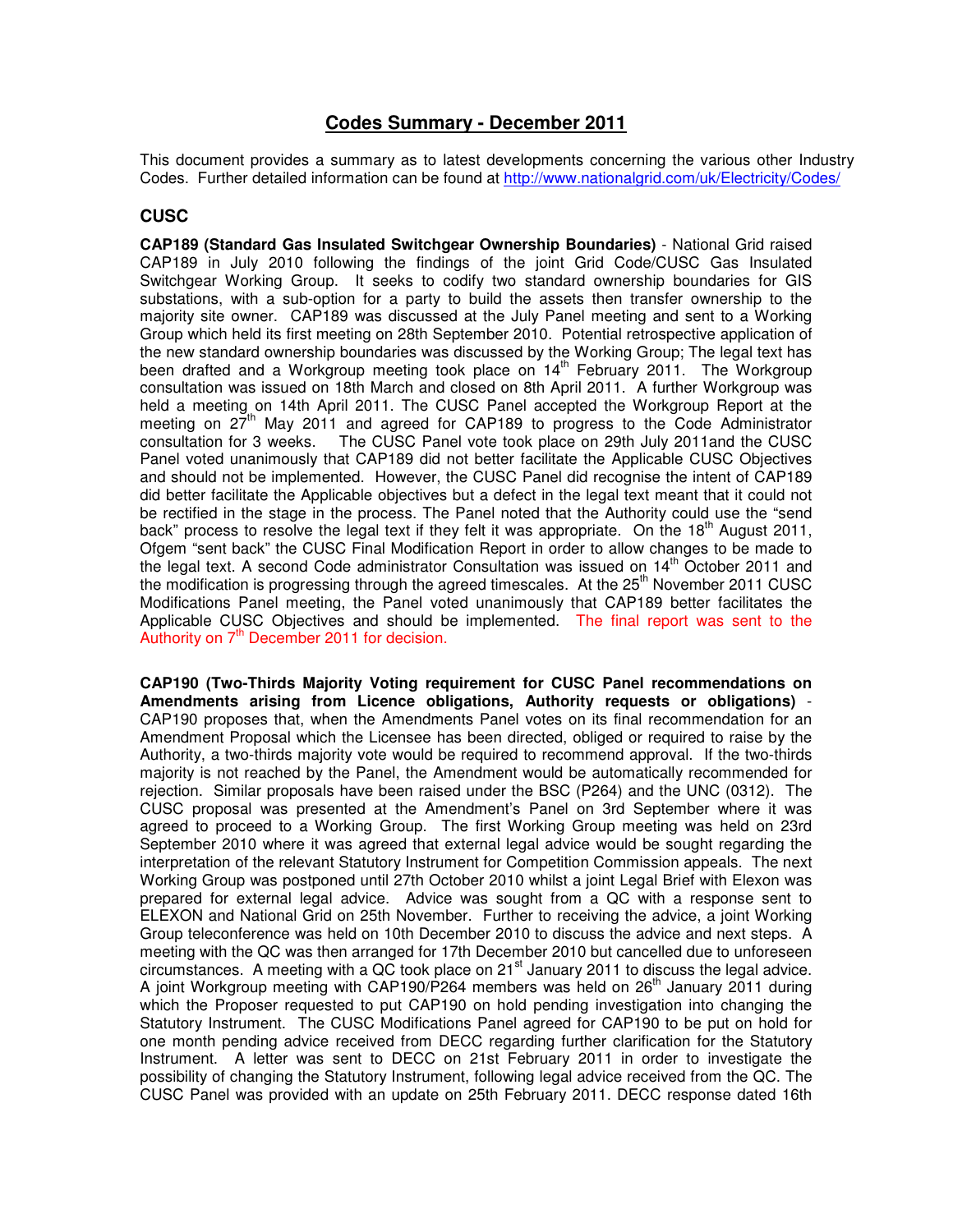# Codes Summary - December 2011

This document provides a summary as to latest developments concerning the various other Industry Codes. Further detailed information can be found at http://www.nationalgrid.com/uk/Electricity/Codes/

## CUSC

**CAP189 (Standard Gas Insulated Switchgear Ownership Boundaries)** - National Grid raised CAP189 in July 2010 following the findings of the joint Grid Code/CUSC Gas Insulated Switchgear Working Group. It seeks to codify two standard ownership boundaries for GIS substations, with a sub-option for a party to build the assets then transfer ownership to the majority site owner. CAP189 was discussed at the July Panel meeting and sent to a Working Group which held its first meeting on 28th September 2010. Potential retrospective application of the new standard ownership boundaries was discussed by the Working Group; The legal text has been drafted and a Workgroup meeting took place on 14th February 2011. The Workgroup consultation was issued on 18th March and closed on 8th April 2011. A further Workgroup was held a meeting on 14th April 2011. The CUSC Panel accepted the Workgroup Report at the meeting on 27th May 2011 and agreed for CAP189 to progress to the Code Administrator consultation for 3 weeks. The CUSC Panel vote took place on 29th July 2011and the CUSC Panel voted unanimously that CAP189 did not better facilitate the Applicable CUSC Objectives and should not be implemented. However, the CUSC Panel did recognise the intent of CAP189 did better facilitate the Applicable objectives but a defect in the legal text meant that it could not be rectified in the stage in the process. The Panel noted that the Authority could use the "send back" process to resolve the legal text if they felt it was appropriate. On the 18th August 2011, Ofgem "sent back" the CUSC Final Modification Report in order to allow changes to be made to the legal text. A second Code administrator Consultation was issued on 14th October 2011 and the modification is progressing through the agreed timescales. At the 25th November 2011 CUSC Modifications Panel meeting, the Panel voted unanimously that CAP189 better facilitates the Applicable CUSC Objectives and should be implemented. The final report was sent to the Authority on 7th December 2011 for decision.

**CAP190 (Two-Thirds Majority Voting requirement for CUSC Panel recommendations on Amendments arising from Licence obligations, Authority requests or obligations)** - CAP190 proposes that, when the Amendments Panel votes on its final recommendation for an Amendment Proposal which the Licensee has been directed, obliged or required to raise by the Authority, a two-thirds majority vote would be required to recommend approval. If the two-thirds majority is not reached by the Panel, the Amendment would be automatically recommended for rejection. Similar proposals have been raised under the BSC (P264) and the UNC (0312). The CUSC proposal was presented at the Amendment's Panel on 3rd September where it was agreed to proceed to a Working Group. The first Working Group meeting was held on 23rd September 2010 where it was agreed that external legal advice would be sought regarding the interpretation of the relevant Statutory Instrument for Competition Commission appeals. The next Working Group was postponed until 27th October 2010 whilst a joint Legal Brief with Elexon was prepared for external legal advice. Advice was sought from a QC with a response sent to ELEXON and National Grid on 25th November. Further to receiving the advice, a joint Working Group teleconference was held on 10th December 2010 to discuss the advice and next steps. A meeting with the QC was then arranged for 17th December 2010 but cancelled due to unforeseen circumstances. A meeting with a QC took place on 21st January 2011 to discuss the legal advice. A joint Workgroup meeting with CAP190/P264 members was held on 26th January 2011 during which the Proposer requested to put CAP190 on hold pending investigation into changing the Statutory Instrument. The CUSC Modifications Panel agreed for CAP190 to be put on hold for one month pending advice received from DECC regarding further clarification for the Statutory Instrument. A letter was sent to DECC on 21st February 2011 in order to investigate the possibility of changing the Statutory Instrument, following legal advice received from the QC. The CUSC Panel was provided with an update on 25th February 2011. DECC response dated 16th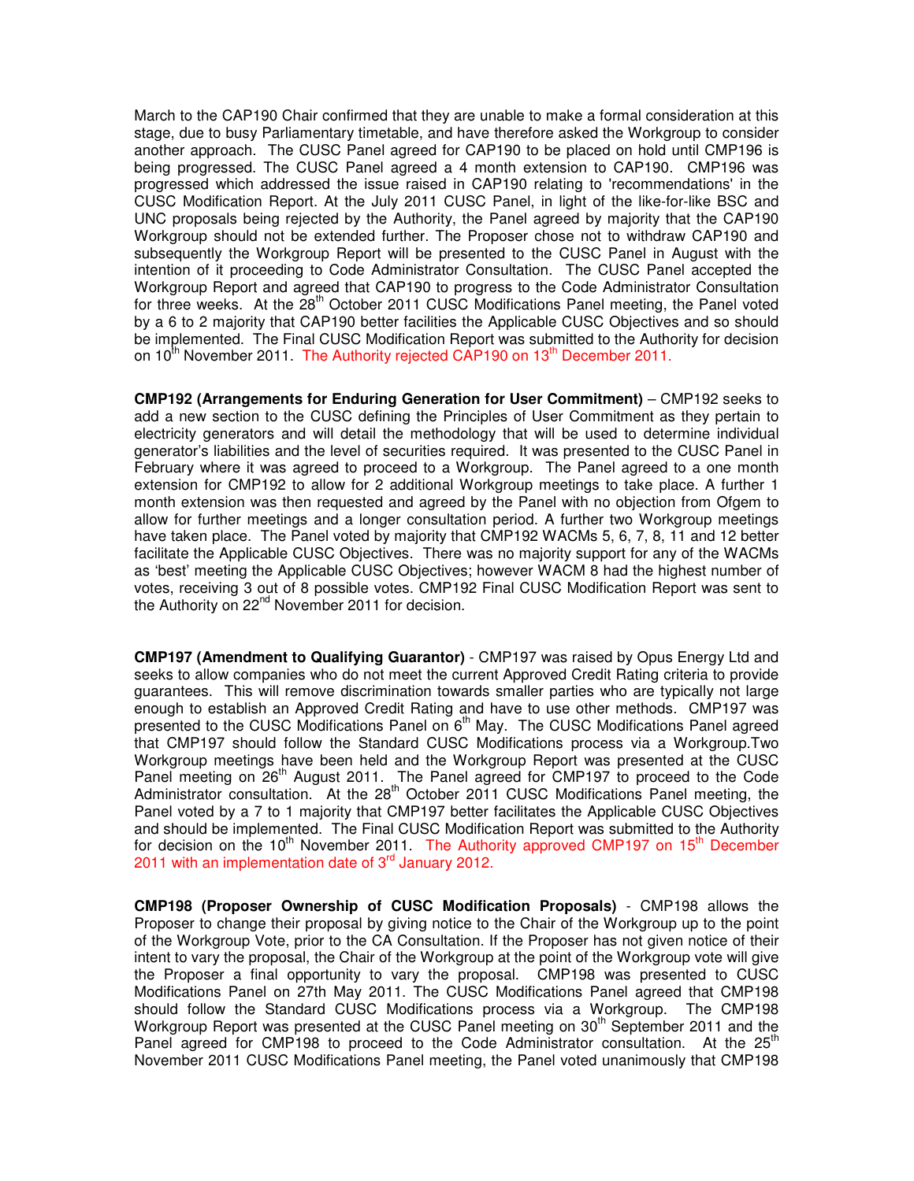March to the CAP190 Chair confirmed that they are unable to make a formal consideration at this stage, due to busy Parliamentary timetable, and have therefore asked the Workgroup to consider another approach. The CUSC Panel agreed for CAP190 to be placed on hold until CMP196 is being progressed. The CUSC Panel agreed a 4 month extension to CAP190. CMP196 was progressed which addressed the issue raised in CAP190 relating to 'recommendations' in the CUSC Modification Report. At the July 2011 CUSC Panel, in light of the like-for-like BSC and UNC proposals being rejected by the Authority, the Panel agreed by majority that the CAP190 Workgroup should not be extended further. The Proposer chose not to withdraw CAP190 and subsequently the Workgroup Report will be presented to the CUSC Panel in August with the intention of it proceeding to Code Administrator Consultation. The CUSC Panel accepted the Workgroup Report and agreed that CAP190 to progress to the Code Administrator Consultation for three weeks. At the 28th October 2011 CUSC Modifications Panel meeting, the Panel voted by a 6 to 2 majority that CAP190 better facilities the Applicable CUSC Objectives and so should be implemented. The Final CUSC Modification Report was submitted to the Authority for decision on 10th November 2011. The Authority rejected CAP190 on 13th December 2011.

**CMP192 (Arrangements for Enduring Generation for User Commitment)** – CMP192 seeks to add a new section to the CUSC defining the Principles of User Commitment as they pertain to electricity generators and will detail the methodology that will be used to determine individual generator's liabilities and the level of securities required. It was presented to the CUSC Panel in February where it was agreed to proceed to a Workgroup. The Panel agreed to a one month extension for CMP192 to allow for 2 additional Workgroup meetings to take place. A further 1 month extension was then requested and agreed by the Panel with no objection from Ofgem to allow for further meetings and a longer consultation period. A further two Workgroup meetings have taken place. The Panel voted by majority that CMP192 WACMs 5, 6, 7, 8, 11 and 12 better facilitate the Applicable CUSC Objectives. There was no majority support for any of the WACMs as 'best' meeting the Applicable CUSC Objectives; however WACM 8 had the highest number of votes, receiving 3 out of 8 possible votes. CMP192 Final CUSC Modification Report was sent to the Authority on 22nd November 2011 for decision.

**CMP197 (Amendment to Qualifying Guarantor)** - CMP197 was raised by Opus Energy Ltd and seeks to allow companies who do not meet the current Approved Credit Rating criteria to provide guarantees. This will remove discrimination towards smaller parties who are typically not large enough to establish an Approved Credit Rating and have to use other methods. CMP197 was presented to the CUSC Modifications Panel on 6th May. The CUSC Modifications Panel agreed that CMP197 should follow the Standard CUSC Modifications process via a Workgroup.Two Workgroup meetings have been held and the Workgroup Report was presented at the CUSC Panel meeting on 26th August 2011. The Panel agreed for CMP197 to proceed to the Code Administrator consultation. At the 28th October 2011 CUSC Modifications Panel meeting, the Panel voted by a 7 to 1 majority that CMP197 better facilitates the Applicable CUSC Objectives and should be implemented. The Final CUSC Modification Report was submitted to the Authority for decision on the 10th November 2011. The Authority approved CMP197 on 15th December 2011 with an implementation date of 3rd January 2012.

**CMP198 (Proposer Ownership of CUSC Modification Proposals)** - CMP198 allows the Proposer to change their proposal by giving notice to the Chair of the Workgroup up to the point of the Workgroup Vote, prior to the CA Consultation. If the Proposer has not given notice of their intent to vary the proposal, the Chair of the Workgroup at the point of the Workgroup vote will give the Proposer a final opportunity to vary the proposal. CMP198 was presented to CUSC Modifications Panel on 27th May 2011. The CUSC Modifications Panel agreed that CMP198 should follow the Standard CUSC Modifications process via a Workgroup. The CMP198 Workgroup Report was presented at the CUSC Panel meeting on 30th September 2011 and the Panel agreed for CMP198 to proceed to the Code Administrator consultation. At the 25th November 2011 CUSC Modifications Panel meeting, the Panel voted unanimously that CMP198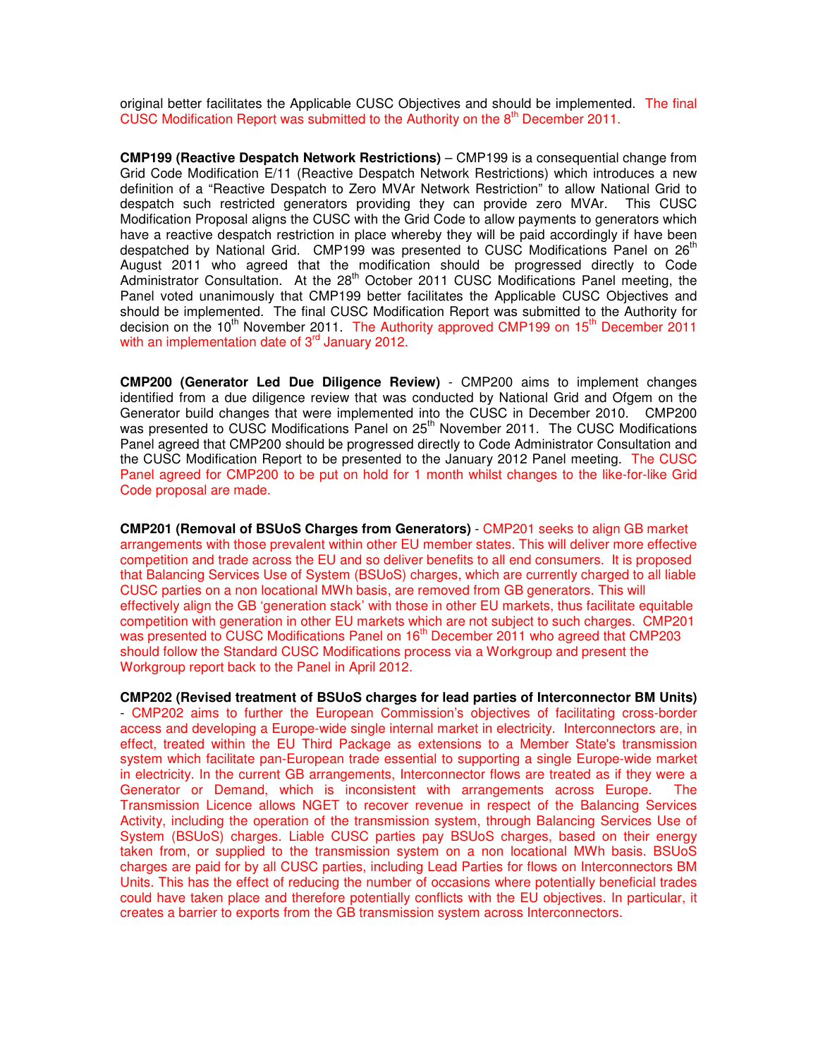original better facilitates the Applicable CUSC Objectives and should be implemented. The final CUSC Modification Report was submitted to the Authority on the 8th December 2011.

**CMP199 (Reactive Despatch Network Restrictions)** – CMP199 is a consequential change from Grid Code Modification E/11 (Reactive Despatch Network Restrictions) which introduces a new definition of a "Reactive Despatch to Zero MVAr Network Restriction" to allow National Grid to despatch such restricted generators providing they can provide zero MVAr. This CUSC Modification Proposal aligns the CUSC with the Grid Code to allow payments to generators which have a reactive despatch restriction in place whereby they will be paid accordingly if have been despatched by National Grid. CMP199 was presented to CUSC Modifications Panel on 26th August 2011 who agreed that the modification should be progressed directly to Code Administrator Consultation. At the 28th October 2011 CUSC Modifications Panel meeting, the Panel voted unanimously that CMP199 better facilitates the Applicable CUSC Objectives and should be implemented. The final CUSC Modification Report was submitted to the Authority for decision on the 10th November 2011. The Authority approved CMP199 on 15th December 2011 with an implementation date of 3rd January 2012.

**CMP200 (Generator Led Due Diligence Review)** - CMP200 aims to implement changes identified from a due diligence review that was conducted by National Grid and Ofgem on the Generator build changes that were implemented into the CUSC in December 2010. CMP200 was presented to CUSC Modifications Panel on 25th November 2011. The CUSC Modifications Panel agreed that CMP200 should be progressed directly to Code Administrator Consultation and the CUSC Modification Report to be presented to the January 2012 Panel meeting. The CUSC Panel agreed for CMP200 to be put on hold for 1 month whilst changes to the like-for-like Grid Code proposal are made.

**CMP201 (Removal of BSUoS Charges from Generators)** - CMP201 seeks to align GB market arrangements with those prevalent within other EU member states. This will deliver more effective competition and trade across the EU and so deliver benefits to all end consumers. It is proposed that Balancing Services Use of System (BSUoS) charges, which are currently charged to all liable CUSC parties on a non locational MWh basis, are removed from GB generators. This will effectively align the GB 'generation stack' with those in other EU markets, thus facilitate equitable competition with generation in other EU markets which are not subject to such charges. CMP201 was presented to CUSC Modifications Panel on 16th December 2011 who agreed that CMP203 should follow the Standard CUSC Modifications process via a Workgroup and present the Workgroup report back to the Panel in April 2012.

**CMP202 (Revised treatment of BSUoS charges for lead parties of Interconnector BM Units)** - CMP202 aims to further the European Commission's objectives of facilitating cross-border access and developing a Europe-wide single internal market in electricity. Interconnectors are, in effect, treated within the EU Third Package as extensions to a Member State's transmission system which facilitate pan-European trade essential to supporting a single Europe-wide market in electricity. In the current GB arrangements, Interconnector flows are treated as if they were a Generator or Demand, which is inconsistent with arrangements across Europe. The Transmission Licence allows NGET to recover revenue in respect of the Balancing Services Activity, including the operation of the transmission system, through Balancing Services Use of System (BSUoS) charges. Liable CUSC parties pay BSUoS charges, based on their energy taken from, or supplied to the transmission system on a non locational MWh basis. BSUoS charges are paid for by all CUSC parties, including Lead Parties for flows on Interconnectors BM Units. This has the effect of reducing the number of occasions where potentially beneficial trades could have taken place and therefore potentially conflicts with the EU objectives. In particular, it creates a barrier to exports from the GB transmission system across Interconnectors.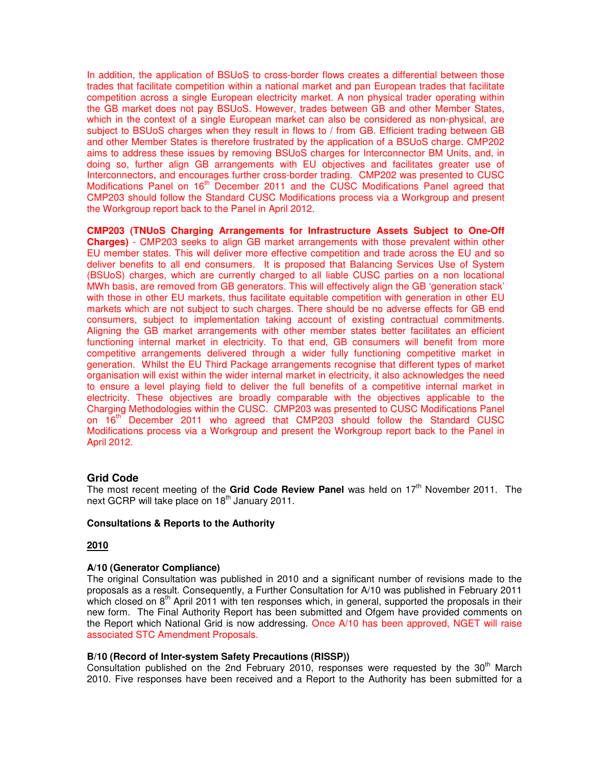In addition, the application of BSUoS to cross-border flows creates a differential between those trades that facilitate competition within a national market and pan European trades that facilitate competition across a single European electricity market. A non physical trader operating within the GB market does not pay BSUoS. However, trades between GB and other Member States, which in the context of a single European market can also be considered as non-physical, are subject to BSUoS charges when they result in flows to / from GB. Efficient trading between GB and other Member States is therefore frustrated by the application of a BSUoS charge. CMP202 aims to address these issues by removing BSUoS charges for Interconnector BM Units, and, in doing so, further align GB arrangements with EU objectives and facilitates greater use of Interconnectors, and encourages further cross-border trading. CMP202 was presented to CUSC Modifications Panel on 16th December 2011 and the CUSC Modifications Panel agreed that CMP203 should follow the Standard CUSC Modifications process via a Workgroup and present the Workgroup report back to the Panel in April 2012.

**CMP203 (TNUoS Charging Arrangements for Infrastructure Assets Subject to One-Off Charges)** - CMP203 seeks to align GB market arrangements with those prevalent within other EU member states. This will deliver more effective competition and trade across the EU and so deliver benefits to all end consumers. It is proposed that Balancing Services Use of System (BSUoS) charges, which are currently charged to all liable CUSC parties on a non locational MWh basis, are removed from GB generators. This will effectively align the GB 'generation stack' with those in other EU markets, thus facilitate equitable competition with generation in other EU markets which are not subject to such charges. There should be no adverse effects for GB end consumers, subject to implementation taking account of existing contractual commitments. Aligning the GB market arrangements with other member states better facilitates an efficient functioning internal market in electricity. To that end, GB consumers will benefit from more competitive arrangements delivered through a wider fully functioning competitive market in generation. Whilst the EU Third Package arrangements recognise that different types of market organisation will exist within the wider internal market in electricity, it also acknowledges the need to ensure a level playing field to deliver the full benefits of a competitive internal market in electricity. These objectives are broadly comparable with the objectives applicable to the Charging Methodologies within the CUSC. CMP203 was presented to CUSC Modifications Panel on 16th December 2011 who agreed that CMP203 should follow the Standard CUSC Modifications process via a Workgroup and present the Workgroup report back to the Panel in April 2012.

## Grid Code

The most recent meeting of the **Grid Code Review Panel** was held on 17th November 2011. The next GCRP will take place on 18th January 2011.

**Consultations & Reports to the Authority**

**2010**

**A/10 (Generator Compliance)**
The original Consultation was published in 2010 and a significant number of revisions made to the proposals as a result. Consequently, a Further Consultation for A/10 was published in February 2011 which closed on 8th April 2011 with ten responses which, in general, supported the proposals in their new form. The Final Authority Report has been submitted and Ofgem have provided comments on the Report which National Grid is now addressing. Once A/10 has been approved, NGET will raise associated STC Amendment Proposals.

**B/10 (Record of Inter-system Safety Precautions (RISSP))**
Consultation published on the 2nd February 2010, responses were requested by the 30th March 2010. Five responses have been received and a Report to the Authority has been submitted for a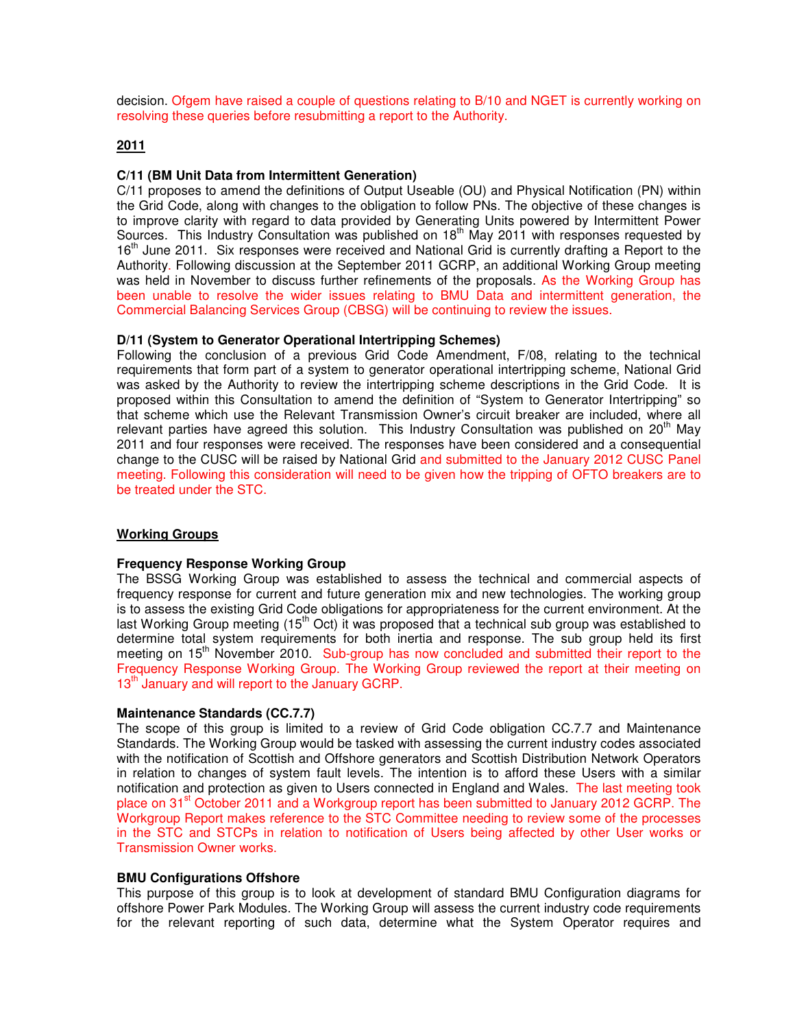decision. Ofgem have raised a couple of questions relating to B/10 and NGET is currently working on resolving these queries before resubmitting a report to the Authority.

**2011**

**C/11 (BM Unit Data from Intermittent Generation)**

C/11 proposes to amend the definitions of Output Useable (OU) and Physical Notification (PN) within the Grid Code, along with changes to the obligation to follow PNs. The objective of these changes is to improve clarity with regard to data provided by Generating Units powered by Intermittent Power Sources. This Industry Consultation was published on 18th May 2011 with responses requested by 16th June 2011. Six responses were received and National Grid is currently drafting a Report to the Authority. Following discussion at the September 2011 GCRP, an additional Working Group meeting was held in November to discuss further refinements of the proposals. As the Working Group has been unable to resolve the wider issues relating to BMU Data and intermittent generation, the Commercial Balancing Services Group (CBSG) will be continuing to review the issues.

**D/11 (System to Generator Operational Intertripping Schemes)**

Following the conclusion of a previous Grid Code Amendment, F/08, relating to the technical requirements that form part of a system to generator operational intertripping scheme, National Grid was asked by the Authority to review the intertripping scheme descriptions in the Grid Code. It is proposed within this Consultation to amend the definition of "System to Generator Intertripping" so that scheme which use the Relevant Transmission Owner's circuit breaker are included, where all relevant parties have agreed this solution. This Industry Consultation was published on 20th May 2011 and four responses were received. The responses have been considered and a consequential change to the CUSC will be raised by National Grid and submitted to the January 2012 CUSC Panel meeting. Following this consideration will need to be given how the tripping of OFTO breakers are to be treated under the STC.

**Working Groups**

**Frequency Response Working Group**

The BSSG Working Group was established to assess the technical and commercial aspects of frequency response for current and future generation mix and new technologies. The working group is to assess the existing Grid Code obligations for appropriateness for the current environment. At the last Working Group meeting (15th Oct) it was proposed that a technical sub group was established to determine total system requirements for both inertia and response. The sub group held its first meeting on 15th November 2010. Sub-group has now concluded and submitted their report to the Frequency Response Working Group. The Working Group reviewed the report at their meeting on 13th January and will report to the January GCRP.

**Maintenance Standards (CC.7.7)**

The scope of this group is limited to a review of Grid Code obligation CC.7.7 and Maintenance Standards. The Working Group would be tasked with assessing the current industry codes associated with the notification of Scottish and Offshore generators and Scottish Distribution Network Operators in relation to changes of system fault levels. The intention is to afford these Users with a similar notification and protection as given to Users connected in England and Wales. The last meeting took place on 31st October 2011 and a Workgroup report has been submitted to January 2012 GCRP. The Workgroup Report makes reference to the STC Committee needing to review some of the processes in the STC and STCPs in relation to notification of Users being affected by other User works or Transmission Owner works.

**BMU Configurations Offshore**

This purpose of this group is to look at development of standard BMU Configuration diagrams for offshore Power Park Modules. The Working Group will assess the current industry code requirements for the relevant reporting of such data, determine what the System Operator requires and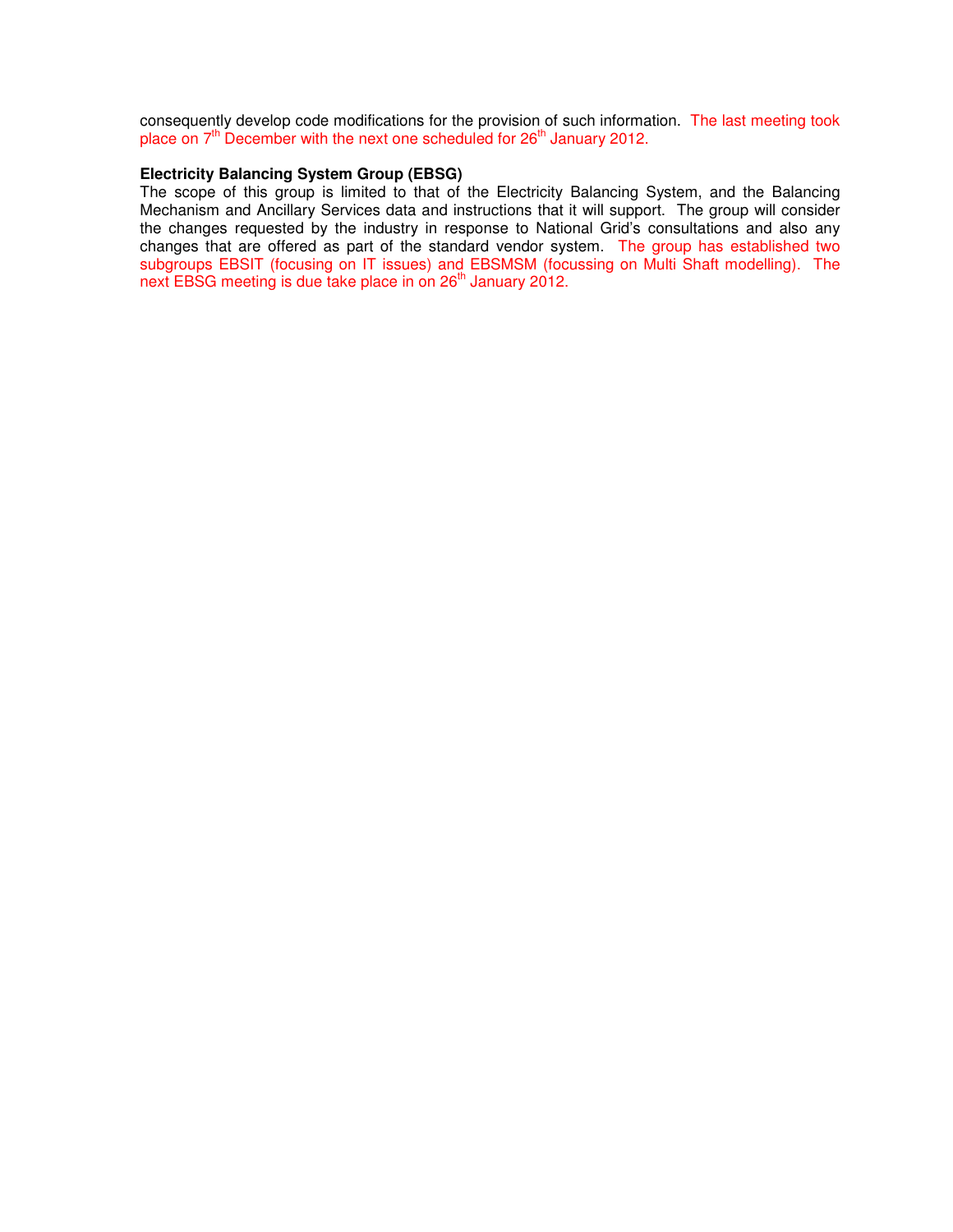consequently develop code modifications for the provision of such information. The last meeting took place on 7th December with the next one scheduled for 26th January 2012.

**Electricity Balancing System Group (EBSG)**

The scope of this group is limited to that of the Electricity Balancing System, and the Balancing Mechanism and Ancillary Services data and instructions that it will support. The group will consider the changes requested by the industry in response to National Grid's consultations and also any changes that are offered as part of the standard vendor system. The group has established two subgroups EBSIT (focusing on IT issues) and EBSMSM (focussing on Multi Shaft modelling). The next EBSG meeting is due take place in on 26th January 2012.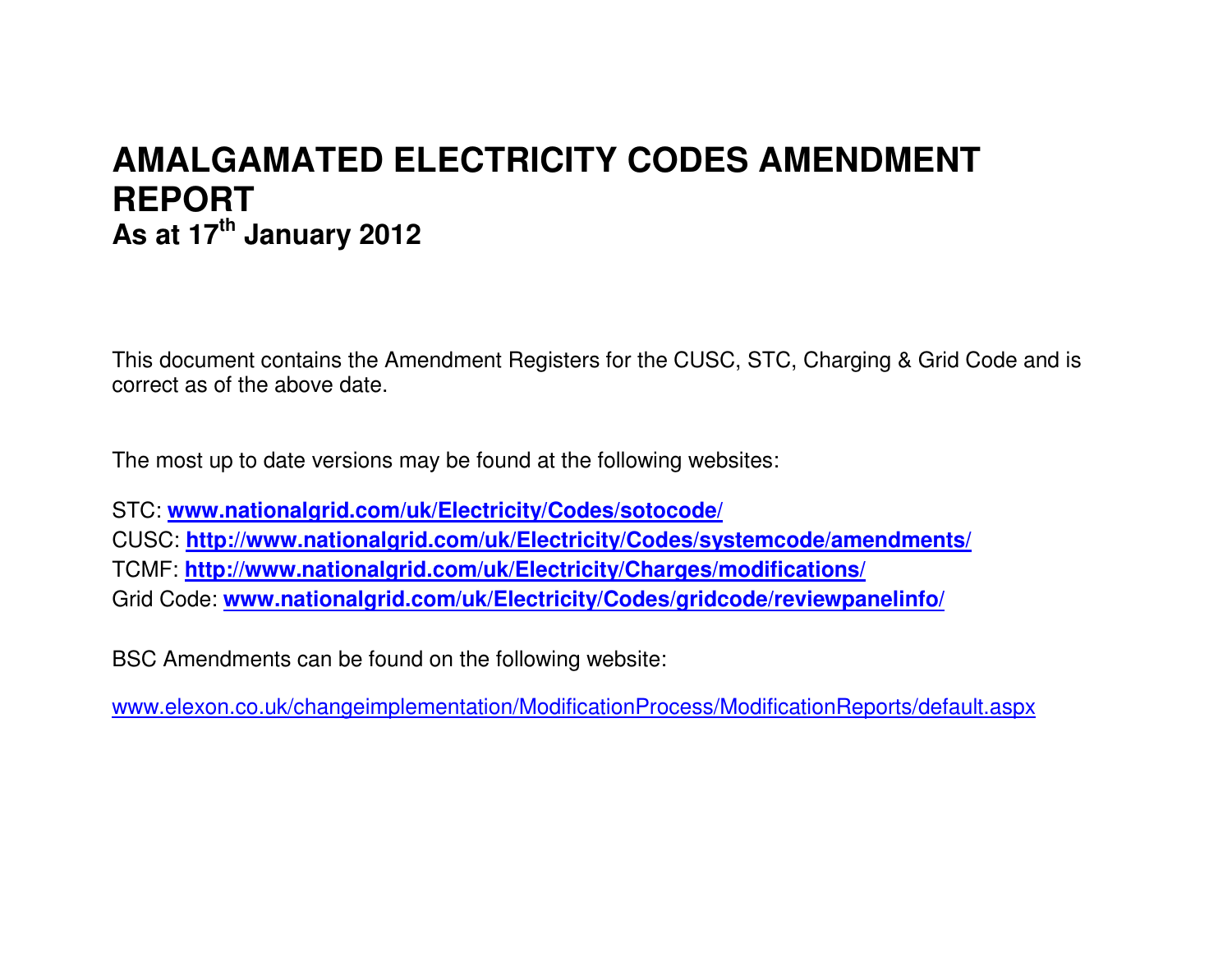# AMALGAMATED ELECTRICITY CODES AMENDMENT REPORT

**As at 17th January 2012**

This document contains the Amendment Registers for the CUSC, STC, Charging & Grid Code and is correct as of the above date.

The most up to date versions may be found at the following websites:

STC: **www.nationalgrid.com/uk/Electricity/Codes/sotocode/**
CUSC: **http://www.nationalgrid.com/uk/Electricity/Codes/systemcode/amendments/**
TCMF: **http://www.nationalgrid.com/uk/Electricity/Charges/modifications/**
Grid Code: **www.nationalgrid.com/uk/Electricity/Codes/gridcode/reviewpanelinfo/**

BSC Amendments can be found on the following website:

www.elexon.co.uk/changeimplementation/ModificationProcess/ModificationReports/default.aspx